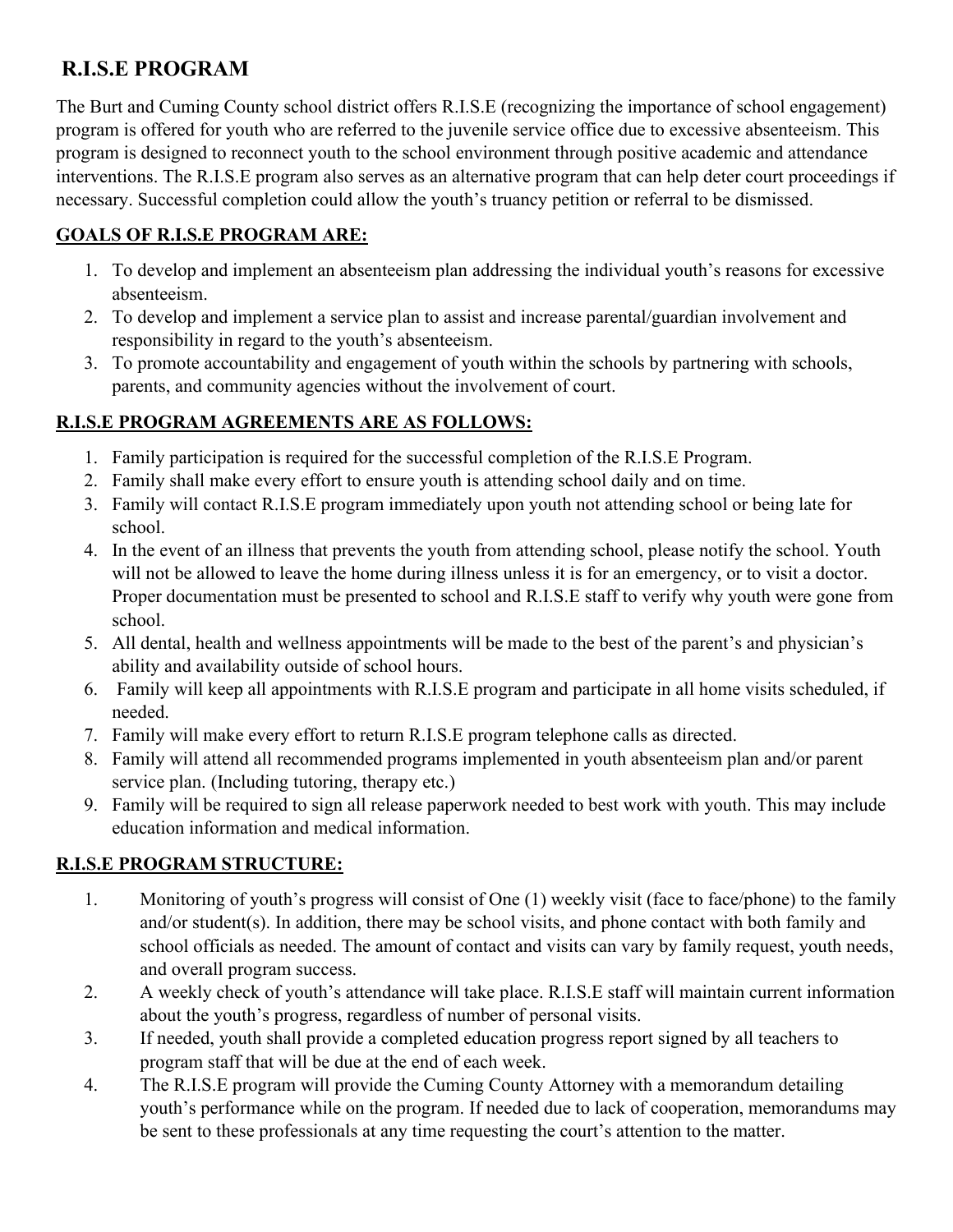# R.I.S.E PROGRAM

The Burt and Cuming County school district offers R.I.S.E (recognizing the importance of school engagement) program is offered for youth who are referred to the juvenile service office due to excessive absenteeism. This program is designed to reconnect youth to the school environment through positive academic and attendance interventions. The R.I.S.E program also serves as an alternative program that can help deter court proceedings if necessary. Successful completion could allow the youth's truancy petition or referral to be dismissed.

## GOALS OF R.I.S.E PROGRAM ARE:

1. To develop and implement an absenteeism plan addressing the individual youth's reasons for excessive absenteeism.
2. To develop and implement a service plan to assist and increase parental/guardian involvement and responsibility in regard to the youth's absenteeism.
3. To promote accountability and engagement of youth within the schools by partnering with schools, parents, and community agencies without the involvement of court.

## R.I.S.E PROGRAM AGREEMENTS ARE AS FOLLOWS:

1. Family participation is required for the successful completion of the R.I.S.E Program.
2. Family shall make every effort to ensure youth is attending school daily and on time.
3. Family will contact R.I.S.E program immediately upon youth not attending school or being late for school.
4. In the event of an illness that prevents the youth from attending school, please notify the school. Youth will not be allowed to leave the home during illness unless it is for an emergency, or to visit a doctor. Proper documentation must be presented to school and R.I.S.E staff to verify why youth were gone from school.
5. All dental, health and wellness appointments will be made to the best of the parent's and physician's ability and availability outside of school hours.
6. Family will keep all appointments with R.I.S.E program and participate in all home visits scheduled, if needed.
7. Family will make every effort to return R.I.S.E program telephone calls as directed.
8. Family will attend all recommended programs implemented in youth absenteeism plan and/or parent service plan. (Including tutoring, therapy etc.)
9. Family will be required to sign all release paperwork needed to best work with youth. This may include education information and medical information.

## R.I.S.E PROGRAM STRUCTURE:

1. Monitoring of youth's progress will consist of One (1) weekly visit (face to face/phone) to the family and/or student(s). In addition, there may be school visits, and phone contact with both family and school officials as needed. The amount of contact and visits can vary by family request, youth needs, and overall program success.
2. A weekly check of youth's attendance will take place. R.I.S.E staff will maintain current information about the youth's progress, regardless of number of personal visits.
3. If needed, youth shall provide a completed education progress report signed by all teachers to program staff that will be due at the end of each week.
4. The R.I.S.E program will provide the Cuming County Attorney with a memorandum detailing youth's performance while on the program. If needed due to lack of cooperation, memorandums may be sent to these professionals at any time requesting the court's attention to the matter.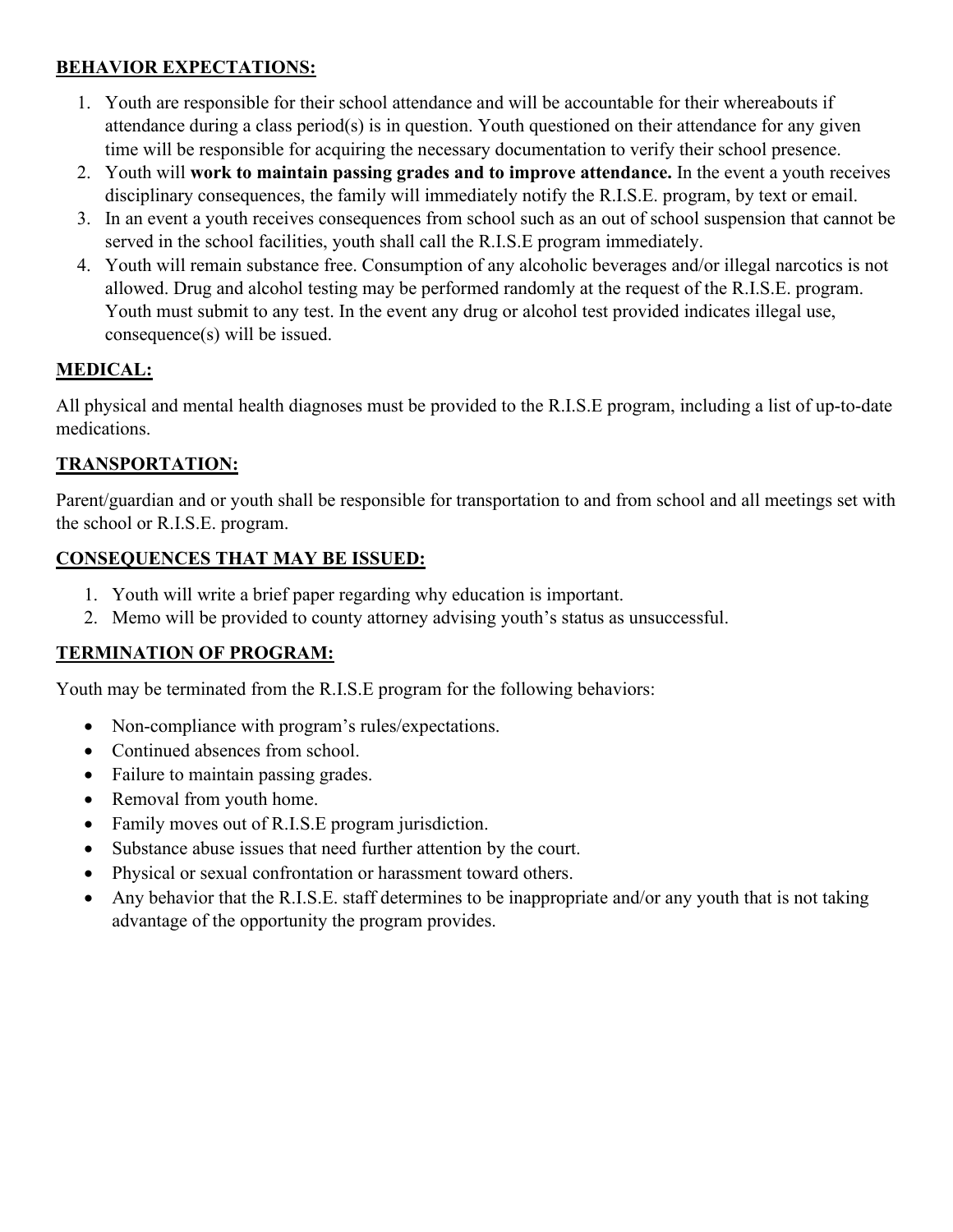**BEHAVIOR EXPECTATIONS:**

1. Youth are responsible for their school attendance and will be accountable for their whereabouts if attendance during a class period(s) is in question. Youth questioned on their attendance for any given time will be responsible for acquiring the necessary documentation to verify their school presence.
2. Youth will **work to maintain passing grades and to improve attendance.** In the event a youth receives disciplinary consequences, the family will immediately notify the R.I.S.E. program, by text or email.
3. In an event a youth receives consequences from school such as an out of school suspension that cannot be served in the school facilities, youth shall call the R.I.S.E program immediately.
4. Youth will remain substance free. Consumption of any alcoholic beverages and/or illegal narcotics is not allowed. Drug and alcohol testing may be performed randomly at the request of the R.I.S.E. program. Youth must submit to any test. In the event any drug or alcohol test provided indicates illegal use, consequence(s) will be issued.

**MEDICAL:**

All physical and mental health diagnoses must be provided to the R.I.S.E program, including a list of up-to-date medications.

**TRANSPORTATION:**

Parent/guardian and or youth shall be responsible for transportation to and from school and all meetings set with the school or R.I.S.E. program.

**CONSEQUENCES THAT MAY BE ISSUED:**

1. Youth will write a brief paper regarding why education is important.
2. Memo will be provided to county attorney advising youth's status as unsuccessful.

**TERMINATION OF PROGRAM:**

Youth may be terminated from the R.I.S.E program for the following behaviors:

- Non-compliance with program's rules/expectations.
- Continued absences from school.
- Failure to maintain passing grades.
- Removal from youth home.
- Family moves out of R.I.S.E program jurisdiction.
- Substance abuse issues that need further attention by the court.
- Physical or sexual confrontation or harassment toward others.
- Any behavior that the R.I.S.E. staff determines to be inappropriate and/or any youth that is not taking advantage of the opportunity the program provides.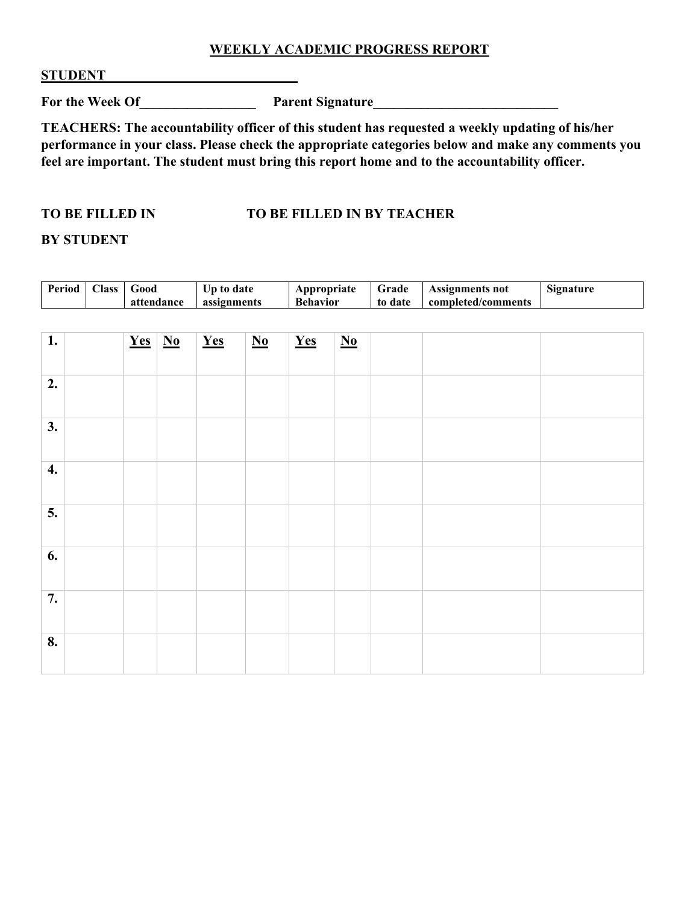# WEEKLY ACADEMIC PROGRESS REPORT

**STUDENT**\_\_\_\_\_\_\_\_\_\_\_\_\_\_\_\_\_\_\_\_\_\_\_\_\_\_\_\_\_\_

**For the Week Of**\_\_\_\_\_\_\_\_\_\_\_\_\_\_\_\_\_\_ **Parent Signature**\_\_\_\_\_\_\_\_\_\_\_\_\_\_\_\_\_\_\_\_\_\_\_\_\_\_\_\_

**TEACHERS: The accountability officer of this student has requested a weekly updating of his/her performance in your class. Please check the appropriate categories below and make any comments you feel are important. The student must bring this report home and to the accountability officer.**

**TO BE FILLED IN BY STUDENT** | **TO BE FILLED IN BY TEACHER**

| Period | Class | Good attendance | | Up to date assignments | | Appropriate Behavior | | Grade to date | Assignments not completed/comments | Signature |
|---|---|---|---|---|---|---|---|---|---|---|
| 1. | | Yes | No | Yes | No | Yes | No | | | |
| 2. | | | | | | | | | | |
| 3. | | | | | | | | | | |
| 4. | | | | | | | | | | |
| 5. | | | | | | | | | | |
| 6. | | | | | | | | | | |
| 7. | | | | | | | | | | |
| 8. | | | | | | | | | | |